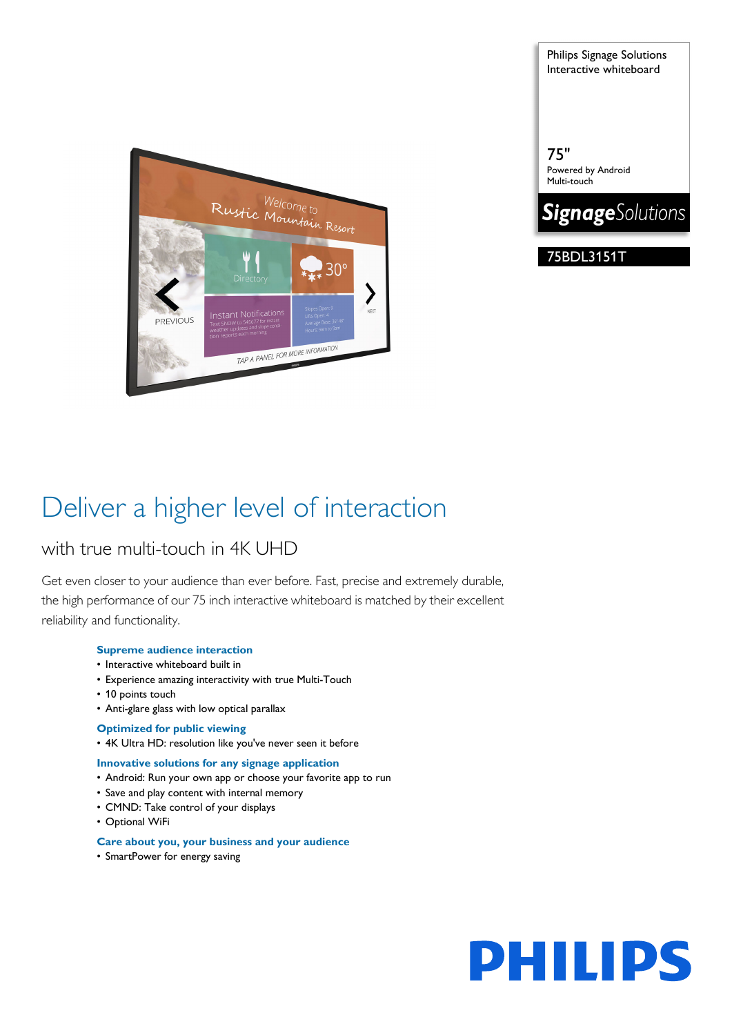Philips Signage Solutions
Interactive whiteboard

75"
Powered by Android
Multi-touch

**Signage**Solutions

75BDL3151T

# Deliver a higher level of interaction

## with true multi-touch in 4K UHD

Get even closer to your audience than ever before. Fast, precise and extremely durable, the high performance of our 75 inch interactive whiteboard is matched by their excellent reliability and functionality.

**Supreme audience interaction**
- Interactive whiteboard built in
- Experience amazing interactivity with true Multi-Touch
- 10 points touch
- Anti-glare glass with low optical parallax

**Optimized for public viewing**
- 4K Ultra HD: resolution like you've never seen it before

**Innovative solutions for any signage application**
- Android: Run your own app or choose your favorite app to run
- Save and play content with internal memory
- CMND: Take control of your displays
- Optional WiFi

**Care about you, your business and your audience**
- SmartPower for energy saving

PHILIPS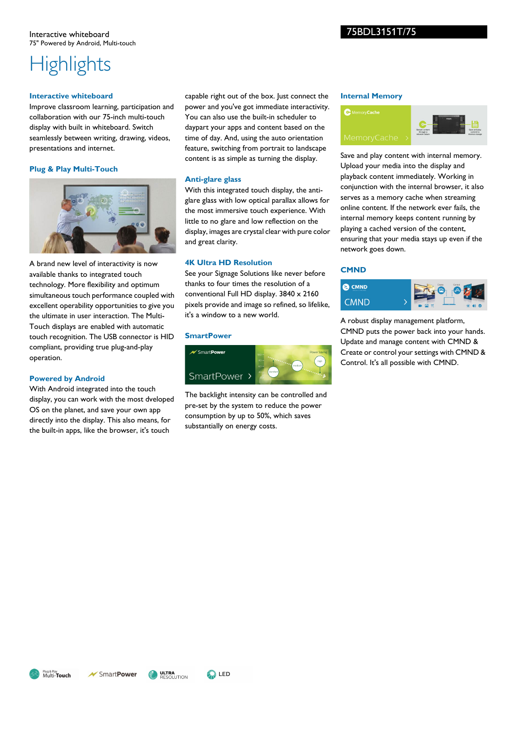Interactive whiteboard
75" Powered by Android, Multi-touch

75BDL3151T/75

# Highlights

## Interactive whiteboard

Improve classroom learning, participation and collaboration with our 75-inch multi-touch display with built in whiteboard. Switch seamlessly between writing, drawing, videos, presentations and internet.

## Plug & Play Multi-Touch

A brand new level of interactivity is now available thanks to integrated touch technology. More flexibility and optimum simultaneous touch performance coupled with excellent operability opportunities to give you the ultimate in user interaction. The Multi-Touch displays are enabled with automatic touch recognition. The USB connector is HID compliant, providing true plug-and-play operation.

## Powered by Android

With Android integrated into the touch display, you can work with the most dveloped OS on the planet, and save your own app directly into the display. This also means, for the built-in apps, like the browser, it's touch capable right out of the box. Just connect the power and you've got immediate interactivity. You can also use the built-in scheduler to daypart your apps and content based on the time of day. And, using the auto orientation feature, switching from portrait to landscape content is as simple as turning the display.

## Anti-glare glass

With this integrated touch display, the anti-glare glass with low optical parallax allows for the most immersive touch experience. With little to no glare and low reflection on the display, images are crystal clear with pure color and great clarity.

## 4K Ultra HD Resolution

See your Signage Solutions like never before thanks to four times the resolution of a conventional Full HD display. 3840 x 2160 pixels produce and image so refined, so lifelike, it's a window to a new world.

## SmartPower

The backlight intensity can be controlled and pre-set by the system to reduce the power consumption by up to 50%, which saves substantially on energy costs.

## Internal Memory

Save and play content with internal memory. Upload your media into the display and playback content immediately. Working in conjunction with the internal browser, it also serves as a memory cache when streaming online content. If the network ever fails, the internal memory keeps content running by playing a cached version of the content, ensuring that your media stays up even if the network goes down.

## CMND

A robust display management platform, CMND puts the power back into your hands. Update and manage content with CMND & Create or control your settings with CMND & Control. It's all possible with CMND.

Plug & Play Multi-Touch | SmartPower | ULTRA RESOLUTION | LED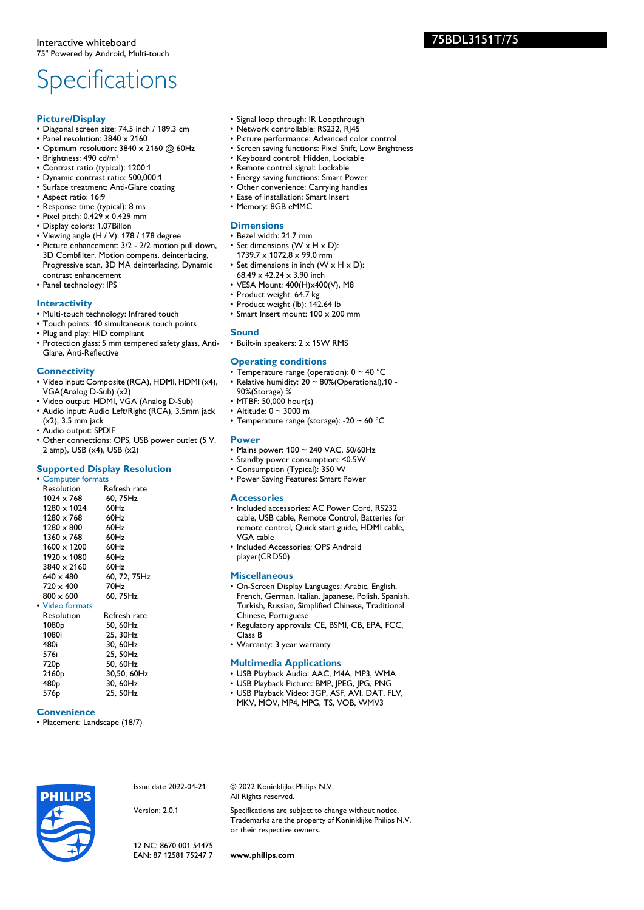Interactive whiteboard
75" Powered by Android, Multi-touch

75BDL3151T/75

# Specifications

## Picture/Display

- Diagonal screen size: 74.5 inch / 189.3 cm
- Panel resolution: 3840 x 2160
- Optimum resolution: 3840 x 2160 @ 60Hz
- Brightness: 490 cd/m²
- Contrast ratio (typical): 1200:1
- Dynamic contrast ratio: 500,000:1
- Surface treatment: Anti-Glare coating
- Aspect ratio: 16:9
- Response time (typical): 8 ms
- Pixel pitch: 0.429 x 0.429 mm
- Display colors: 1.07Billon
- Viewing angle (H / V): 178 / 178 degree
- Picture enhancement: 3/2 - 2/2 motion pull down, 3D Combfilter, Motion compens. deinterlacing, Progressive scan, 3D MA deinterlacing, Dynamic contrast enhancement
- Panel technology: IPS

## Interactivity

- Multi-touch technology: Infrared touch
- Touch points: 10 simultaneous touch points
- Plug and play: HID compliant
- Protection glass: 5 mm tempered safety glass, Anti-Glare, Anti-Reflective

## Connectivity

- Video input: Composite (RCA), HDMI, HDMI (x4), VGA(Analog D-Sub) (x2)
- Video output: HDMI, VGA (Analog D-Sub)
- Audio input: Audio Left/Right (RCA), 3.5mm jack (x2), 3.5 mm jack
- Audio output: SPDIF
- Other connections: OPS, USB power outlet (5 V. 2 amp), USB (x4), USB (x2)

## Supported Display Resolution

- Computer formats

| Resolution | Refresh rate |
|---|---|
| 1024 x 768 | 60, 75Hz |
| 1280 x 1024 | 60Hz |
| 1280 x 768 | 60Hz |
| 1280 x 800 | 60Hz |
| 1360 x 768 | 60Hz |
| 1600 x 1200 | 60Hz |
| 1920 x 1080 | 60Hz |
| 3840 x 2160 | 60Hz |
| 640 x 480 | 60, 72, 75Hz |
| 720 x 400 | 70Hz |
| 800 x 600 | 60, 75Hz |

- Video formats

| Resolution | Refresh rate |
|---|---|
| 1080p | 50, 60Hz |
| 1080i | 25, 30Hz |
| 480i | 30, 60Hz |
| 576i | 25, 50Hz |
| 720p | 50, 60Hz |
| 2160p | 30,50, 60Hz |
| 480p | 30, 60Hz |
| 576p | 25, 50Hz |

## Convenience

- Placement: Landscape (18/7)
- Signal loop through: IR Loopthrough
- Network controllable: RS232, RJ45
- Picture performance: Advanced color control
- Screen saving functions: Pixel Shift, Low Brightness
- Keyboard control: Hidden, Lockable
- Remote control signal: Lockable
- Energy saving functions: Smart Power
- Other convenience: Carrying handles
- Ease of installation: Smart Insert
- Memory: 8GB eMMC

## Dimensions

- Bezel width: 21.7 mm
- Set dimensions (W x H x D): 1739.7 x 1072.8 x 99.0 mm
- Set dimensions in inch (W x H x D): 68.49 x 42.24 x 3.90 inch
- VESA Mount: 400(H)x400(V), M8
- Product weight: 64.7 kg
- Product weight (lb): 142.64 lb
- Smart Insert mount: 100 x 200 mm

## Sound

- Built-in speakers: 2 x 15W RMS

## Operating conditions

- Temperature range (operation): 0 ~ 40 °C
- Relative humidity: 20 ~ 80%(Operational),10 - 90%(Storage) %
- MTBF: 50,000 hour(s)
- Altitude: 0 ~ 3000 m
- Temperature range (storage): -20 ~ 60 °C

## Power

- Mains power: 100 ~ 240 VAC, 50/60Hz
- Standby power consumption: <0.5W
- Consumption (Typical): 350 W
- Power Saving Features: Smart Power

## Accessories

- Included accessories: AC Power Cord, RS232 cable, USB cable, Remote Control, Batteries for remote control, Quick start guide, HDMI cable, VGA cable
- Included Accessories: OPS Android player(CRD50)

## Miscellaneous

- On-Screen Display Languages: Arabic, English, French, German, Italian, Japanese, Polish, Spanish, Turkish, Russian, Simplified Chinese, Traditional Chinese, Portuguese
- Regulatory approvals: CE, BSMI, CB, EPA, FCC, Class B
- Warranty: 3 year warranty

## Multimedia Applications

- USB Playback Audio: AAC, M4A, MP3, WMA
- USB Playback Picture: BMP, JPEG, JPG, PNG
- USB Playback Video: 3GP, ASF, AVI, DAT, FLV, MKV, MOV, MP4, MPG, TS, VOB, WMV3

PHILIPS

Issue date 2022-04-21

Version: 2.0.1

12 NC: 8670 001 54475
EAN: 87 12581 75247 7

© 2022 Koninklijke Philips N.V.
All Rights reserved.

Specifications are subject to change without notice. Trademarks are the property of Koninklijke Philips N.V. or their respective owners.

www.philips.com